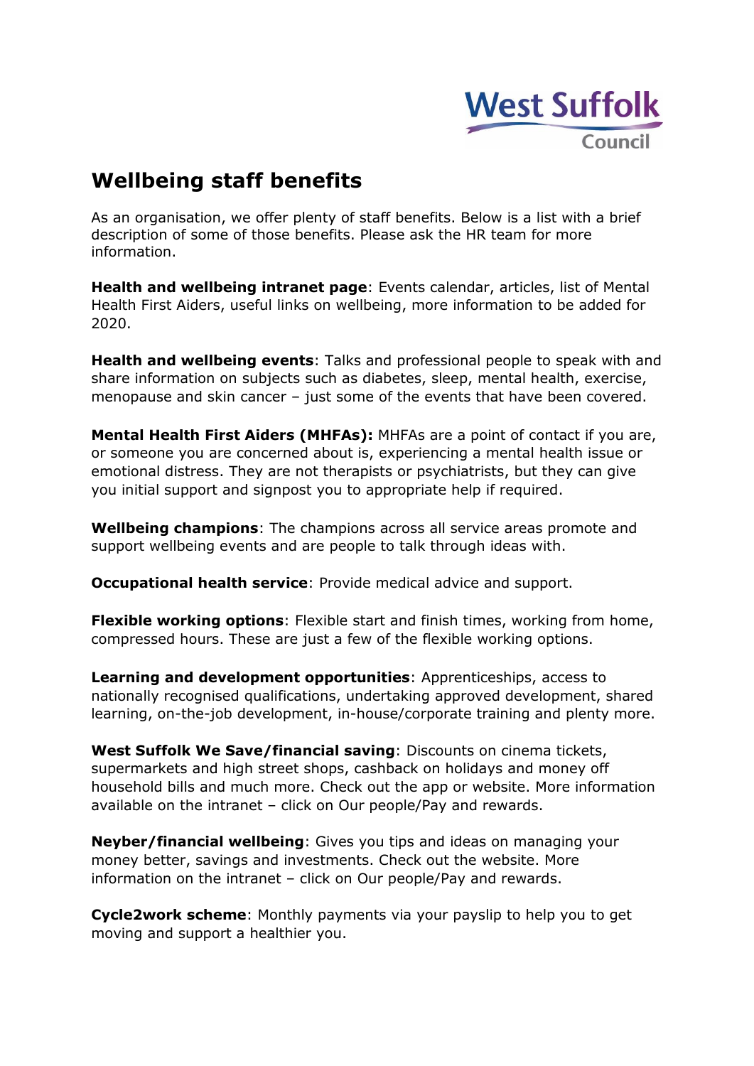# Wellbeing staff benefits

As an organisation, we offer plenty of staff benefits. Below is a list with a brief description of some of those benefits. Please ask the HR team for more information.

**Health and wellbeing intranet page**: Events calendar, articles, list of Mental Health First Aiders, useful links on wellbeing, more information to be added for 2020.

**Health and wellbeing events**: Talks and professional people to speak with and share information on subjects such as diabetes, sleep, mental health, exercise, menopause and skin cancer – just some of the events that have been covered.

**Mental Health First Aiders (MHFAs):** MHFAs are a point of contact if you are, or someone you are concerned about is, experiencing a mental health issue or emotional distress. They are not therapists or psychiatrists, but they can give you initial support and signpost you to appropriate help if required.

**Wellbeing champions**: The champions across all service areas promote and support wellbeing events and are people to talk through ideas with.

**Occupational health service**: Provide medical advice and support.

**Flexible working options**: Flexible start and finish times, working from home, compressed hours. These are just a few of the flexible working options.

**Learning and development opportunities**: Apprenticeships, access to nationally recognised qualifications, undertaking approved development, shared learning, on-the-job development, in-house/corporate training and plenty more.

**West Suffolk We Save/financial saving**: Discounts on cinema tickets, supermarkets and high street shops, cashback on holidays and money off household bills and much more. Check out the app or website. More information available on the intranet – click on Our people/Pay and rewards.

**Neyber/financial wellbeing**: Gives you tips and ideas on managing your money better, savings and investments. Check out the website. More information on the intranet – click on Our people/Pay and rewards.

**Cycle2work scheme**: Monthly payments via your payslip to help you to get moving and support a healthier you.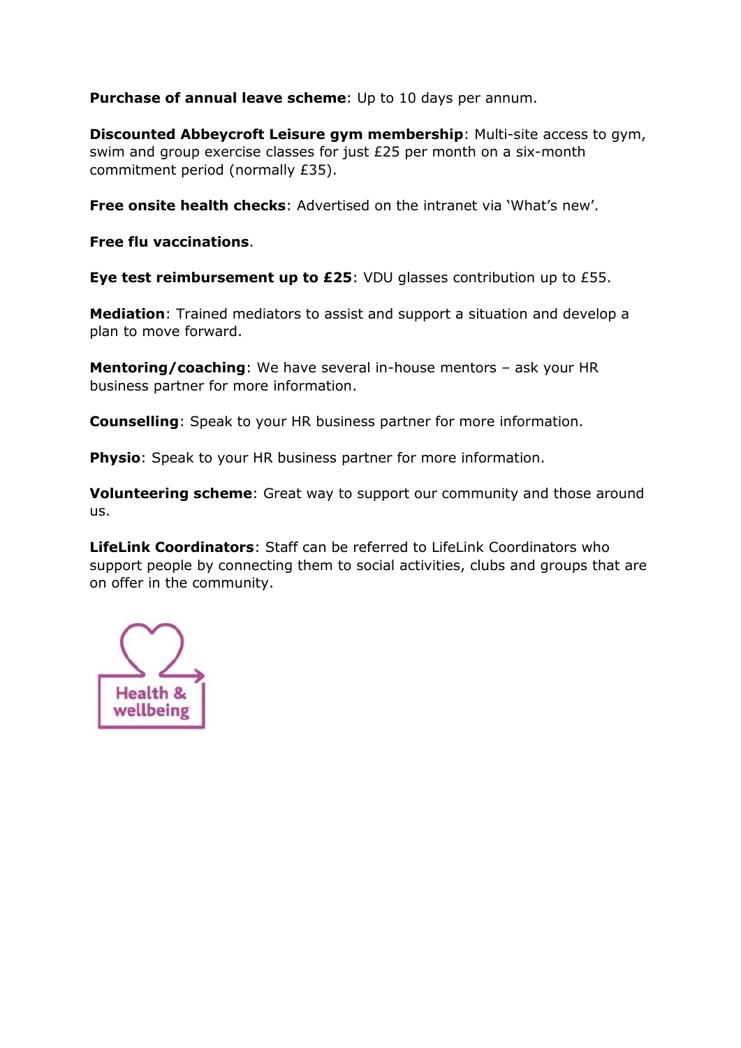**Purchase of annual leave scheme**: Up to 10 days per annum.

**Discounted Abbeycroft Leisure gym membership**: Multi-site access to gym, swim and group exercise classes for just £25 per month on a six-month commitment period (normally £35).

**Free onsite health checks**: Advertised on the intranet via 'What's new'.

**Free flu vaccinations**.

**Eye test reimbursement up to £25**: VDU glasses contribution up to £55.

**Mediation**: Trained mediators to assist and support a situation and develop a plan to move forward.

**Mentoring/coaching**: We have several in-house mentors – ask your HR business partner for more information.

**Counselling**: Speak to your HR business partner for more information.

**Physio**: Speak to your HR business partner for more information.

**Volunteering scheme**: Great way to support our community and those around us.

**LifeLink Coordinators**: Staff can be referred to LifeLink Coordinators who support people by connecting them to social activities, clubs and groups that are on offer in the community.

Health & wellbeing